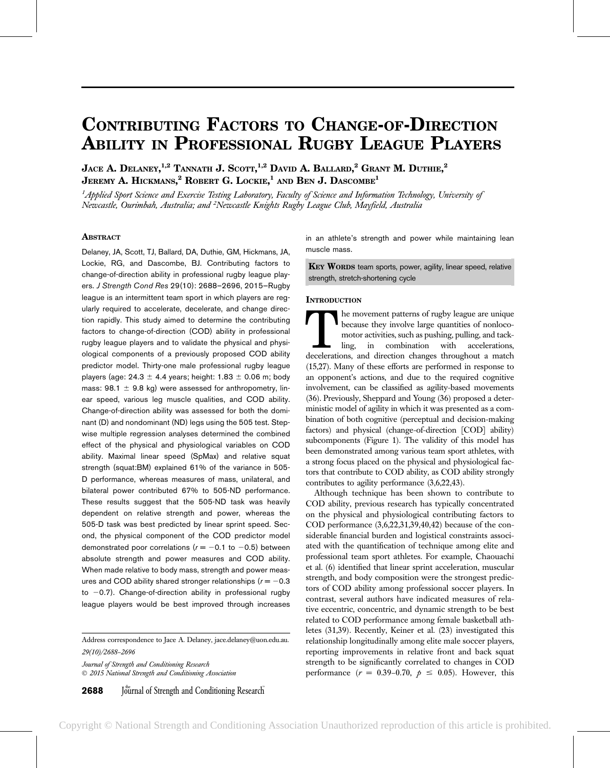# Contributing Factors to Change-of-Direction Ability in Professional Rugby League Players

Jace A. Delaney,[1,2] Tannath J. Scott,[1,2] David A. Ballard,[2] Grant M. Duthie,[2] Jeremy A. Hickmans,[2] Robert G. Lockie,[1] and Ben J. Dascombe[1]

[1]*Applied Sport Science and Exercise Testing Laboratory, Faculty of Science and Information Technology, University of Newcastle, Ourimbah, Australia; and* [2]*Newcastle Knights Rugby League Club, Mayfield, Australia*

## Abstract

Delaney, JA, Scott, TJ, Ballard, DA, Duthie, GM, Hickmans, JA, Lockie, RG, and Dascombe, BJ. Contributing factors to change-of-direction ability in professional rugby league players. *J Strength Cond Res* 29(10): 2688–2696, 2015—Rugby league is an intermittent team sport in which players are regularly required to accelerate, decelerate, and change direction rapidly. This study aimed to determine the contributing factors to change-of-direction (COD) ability in professional rugby league players and to validate the physical and physiological components of a previously proposed COD ability predictor model. Thirty-one male professional rugby league players (age: 24.3 ± 4.4 years; height: 1.83 ± 0.06 m; body mass: 98.1 ± 9.8 kg) were assessed for anthropometry, linear speed, various leg muscle qualities, and COD ability. Change-of-direction ability was assessed for both the dominant (D) and nondominant (ND) legs using the 505 test. Stepwise multiple regression analyses determined the combined effect of the physical and physiological variables on COD ability. Maximal linear speed (SpMax) and relative squat strength (squat:BM) explained 61% of the variance in 505-D performance, whereas measures of mass, unilateral, and bilateral power contributed 67% to 505-ND performance. These results suggest that the 505-ND task was heavily dependent on relative strength and power, whereas the 505-D task was best predicted by linear sprint speed. Second, the physical component of the COD predictor model demonstrated poor correlations ($r = -0.1$ to $-0.5$) between absolute strength and power measures and COD ability. When made relative to body mass, strength and power measures and COD ability shared stronger relationships ($r = -0.3$ to $-0.7$). Change-of-direction ability in professional rugby league players would be best improved through increases in an athlete's strength and power while maintaining lean muscle mass.

**Key Words** team sports, power, agility, linear speed, relative strength, stretch-shortening cycle

## Introduction

The movement patterns of rugby league are unique because they involve large quantities of nonlocomotor activities, such as pushing, pulling, and tackling, in combination with accelerations, decelerations, and direction changes throughout a match (15,27). Many of these efforts are performed in response to an opponent's actions, and due to the required cognitive involvement, can be classified as agility-based movements (36). Previously, Sheppard and Young (36) proposed a deterministic model of agility in which it was presented as a combination of both cognitive (perceptual and decision-making factors) and physical (change-of-direction [COD] ability) subcomponents (Figure 1). The validity of this model has been demonstrated among various team sport athletes, with a strong focus placed on the physical and physiological factors that contribute to COD ability, as COD ability strongly contributes to agility performance (3,6,22,43).

Although technique has been shown to contribute to COD ability, previous research has typically concentrated on the physical and physiological contributing factors to COD performance (3,6,22,31,39,40,42) because of the considerable financial burden and logistical constraints associated with the quantification of technique among elite and professional team sport athletes. For example, Chaouachi et al. (6) identified that linear sprint acceleration, muscular strength, and body composition were the strongest predictors of COD ability among professional soccer players. In contrast, several authors have indicated measures of relative eccentric, concentric, and dynamic strength to be best related to COD performance among female basketball athletes (31,39). Recently, Keiner et al. (23) investigated this relationship longitudinally among elite male soccer players, reporting improvements in relative front and back squat strength to be significantly correlated to changes in COD performance ($r = 0.39$–$0.70$, $p \leq 0.05$). However, this

Address correspondence to Jace A. Delaney, jace.delaney@uon.edu.au.

29(10)/2688–2696

*Journal of Strength and Conditioning Research*
© 2015 National Strength and Conditioning Association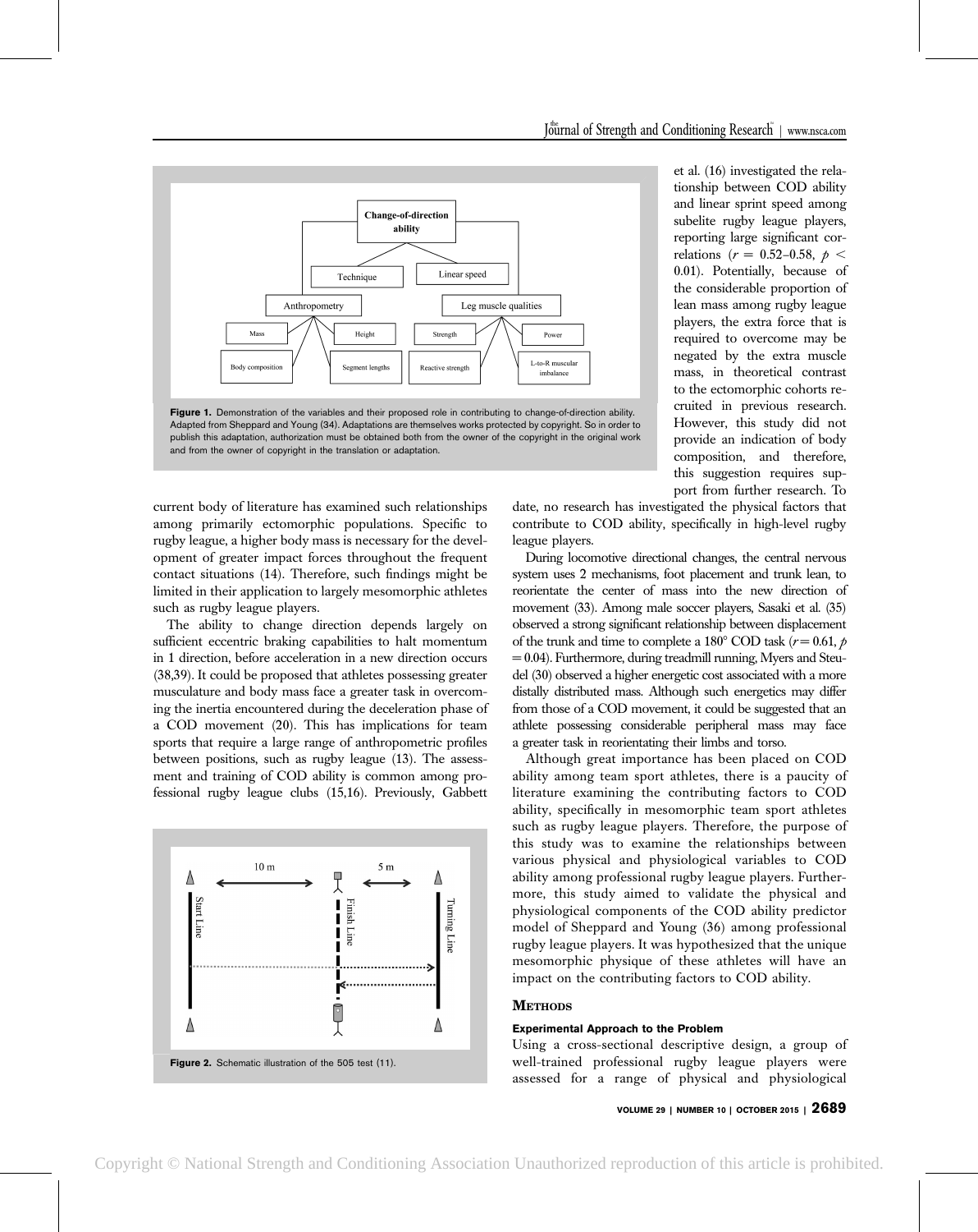Figure 1. Demonstration of the variables and their proposed role in contributing to change-of-direction ability. Adapted from Sheppard and Young (34). Adaptations are themselves works protected by copyright. So in order to publish this adaptation, authorization must be obtained both from the owner of the copyright in the original work and from the owner of copyright in the translation or adaptation.

current body of literature has examined such relationships among primarily ectomorphic populations. Specific to rugby league, a higher body mass is necessary for the development of greater impact forces throughout the frequent contact situations (14). Therefore, such findings might be limited in their application to largely mesomorphic athletes such as rugby league players.

The ability to change direction depends largely on sufficient eccentric braking capabilities to halt momentum in 1 direction, before acceleration in a new direction occurs (38,39). It could be proposed that athletes possessing greater musculature and body mass face a greater task in overcoming the inertia encountered during the deceleration phase of a COD movement (20). This has implications for team sports that require a large range of anthropometric profiles between positions, such as rugby league (13). The assessment and training of COD ability is common among professional rugby league clubs (15,16). Previously, Gabbett et al. (16) investigated the relationship between COD ability and linear sprint speed among subelite rugby league players, reporting large significant correlations ($r = 0.52$–$0.58$, $p < 0.01$). Potentially, because of the considerable proportion of lean mass among rugby league players, the extra force that is required to overcome may be negated by the extra muscle mass, in theoretical contrast to the ectomorphic cohorts recruited in previous research. However, this study did not provide an indication of body composition, and therefore, this suggestion requires support from further research. To date, no research has investigated the physical factors that contribute to COD ability, specifically in high-level rugby league players.

During locomotive directional changes, the central nervous system uses 2 mechanisms, foot placement and trunk lean, to reorientate the center of mass into the new direction of movement (33). Among male soccer players, Sasaki et al. (35) observed a strong significant relationship between displacement of the trunk and time to complete a 180° COD task ($r = 0.61$, $p = 0.04$). Furthermore, during treadmill running, Myers and Steudel (30) observed a higher energetic cost associated with a more distally distributed mass. Although such energetics may differ from those of a COD movement, it could be suggested that an athlete possessing considerable peripheral mass may face a greater task in reorientating their limbs and torso.

Although great importance has been placed on COD ability among team sport athletes, there is a paucity of literature examining the contributing factors to COD ability, specifically in mesomorphic team sport athletes such as rugby league players. Therefore, the purpose of this study was to examine the relationships between various physical and physiological variables to COD ability among professional rugby league players. Furthermore, this study aimed to validate the physical and physiological components of the COD ability predictor model of Sheppard and Young (36) among professional rugby league players. It was hypothesized that the unique mesomorphic physique of these athletes will have an impact on the contributing factors to COD ability.

Figure 2. Schematic illustration of the 505 test (11).

## METHODS

### Experimental Approach to the Problem

Using a cross-sectional descriptive design, a group of well-trained professional rugby league players were assessed for a range of physical and physiological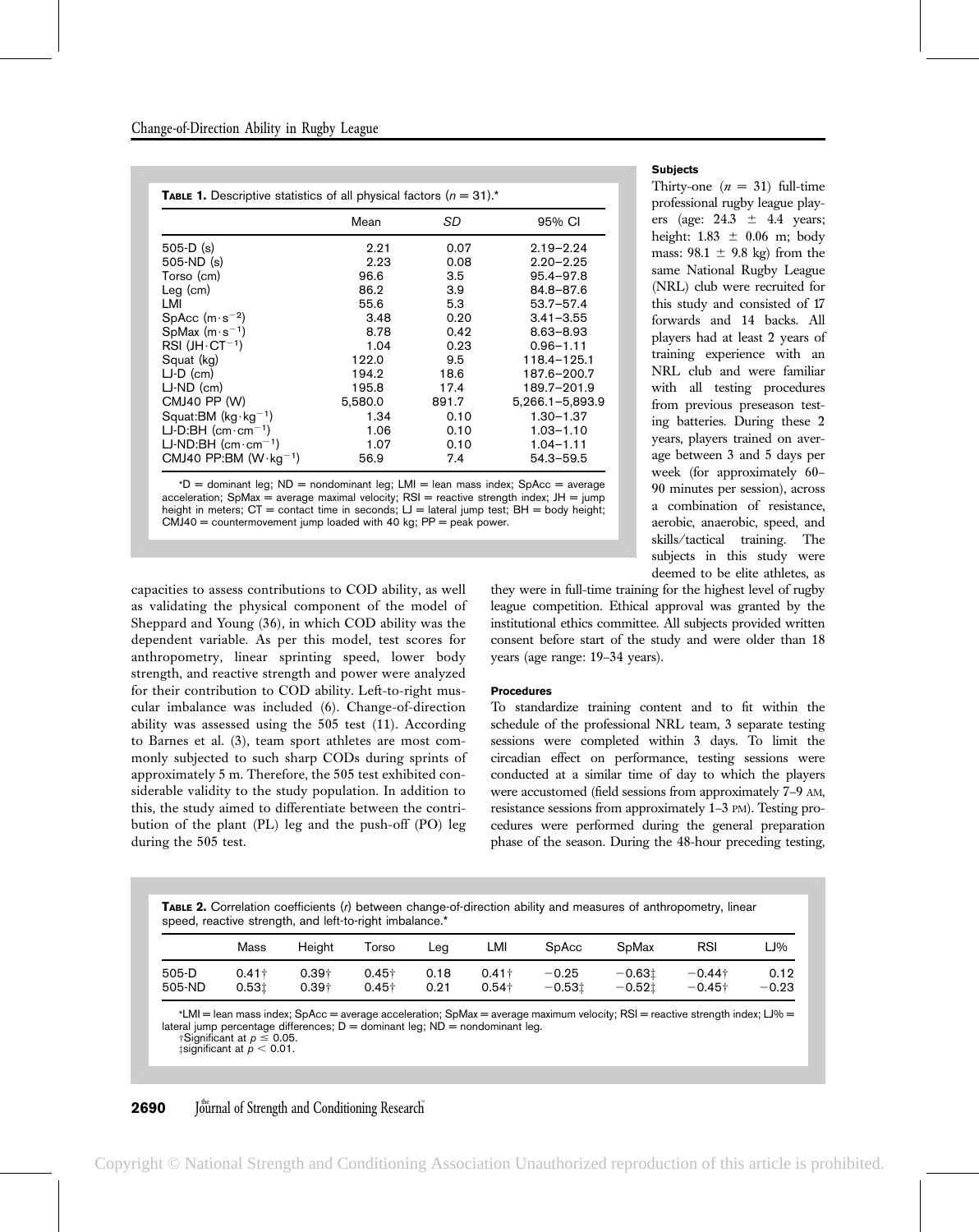**TABLE 1.** Descriptive statistics of all physical factors ($n = 31$).*

| | Mean | SD | 95% CI |
|---|---|---|---|
| 505-D (s) | 2.21 | 0.07 | 2.19–2.24 |
| 505-ND (s) | 2.23 | 0.08 | 2.20–2.25 |
| Torso (cm) | 96.6 | 3.5 | 95.4–97.8 |
| Leg (cm) | 86.2 | 3.9 | 84.8–87.6 |
| LMI | 55.6 | 5.3 | 53.7–57.4 |
| SpAcc ($m \cdot s^{-2}$) | 3.48 | 0.20 | 3.41–3.55 |
| SpMax ($m \cdot s^{-1}$) | 8.78 | 0.42 | 8.63–8.93 |
| RSI ($JH \cdot CT^{-1}$) | 1.04 | 0.23 | 0.96–1.11 |
| Squat (kg) | 122.0 | 9.5 | 118.4–125.1 |
| LJ-D (cm) | 194.2 | 18.6 | 187.6–200.7 |
| LJ-ND (cm) | 195.8 | 17.4 | 189.7–201.9 |
| CMJ40 PP (W) | 5,580.0 | 891.7 | 5,266.1–5,893.9 |
| Squat:BM ($kg \cdot kg^{-1}$) | 1.34 | 0.10 | 1.30–1.37 |
| LJ-D:BH ($cm \cdot cm^{-1}$) | 1.06 | 0.10 | 1.03–1.10 |
| LJ-ND:BH ($cm \cdot cm^{-1}$) | 1.07 | 0.10 | 1.04–1.11 |
| CMJ40 PP:BM ($W \cdot kg^{-1}$) | 56.9 | 7.4 | 54.3–59.5 |

*D = dominant leg; ND = nondominant leg; LMI = lean mass index; SpAcc = average acceleration; SpMax = average maximal velocity; RSI = reactive strength index; JH = jump height in meters; CT = contact time in seconds; LJ = lateral jump test; BH = body height; CMJ40 = countermovement jump loaded with 40 kg; PP = peak power.

capacities to assess contributions to COD ability, as well as validating the physical component of the model of Sheppard and Young (36), in which COD ability was the dependent variable. As per this model, test scores for anthropometry, linear sprinting speed, lower body strength, and reactive strength and power were analyzed for their contribution to COD ability. Left-to-right muscular imbalance was included (6). Change-of-direction ability was assessed using the 505 test (11). According to Barnes et al. (3), team sport athletes are most commonly subjected to such sharp CODs during sprints of approximately 5 m. Therefore, the 505 test exhibited considerable validity to the study population. In addition to this, the study aimed to differentiate between the contribution of the plant (PL) leg and the push-off (PO) leg during the 505 test.

#### Subjects

Thirty-one ($n = 31$) full-time professional rugby league players (age: $24.3 \pm 4.4$ years; height: $1.83 \pm 0.06$ m; body mass: $98.1 \pm 9.8$ kg) from the same National Rugby League (NRL) club were recruited for this study and consisted of 17 forwards and 14 backs. All players had at least 2 years of training experience with an NRL club and were familiar with all testing procedures from previous preseason testing batteries. During these 2 years, players trained on average between 3 and 5 days per week (for approximately 60–90 minutes per session), across a combination of resistance, aerobic, anaerobic, speed, and skills/tactical training. The subjects in this study were deemed to be elite athletes, as they were in full-time training for the highest level of rugby league competition. Ethical approval was granted by the institutional ethics committee. All subjects provided written consent before start of the study and were older than 18 years (age range: 19–34 years).

#### Procedures

To standardize training content and to fit within the schedule of the professional NRL team, 3 separate testing sessions were completed within 3 days. To limit the circadian effect on performance, testing sessions were conducted at a similar time of day to which the players were accustomed (field sessions from approximately 7–9 AM, resistance sessions from approximately 1–3 PM). Testing procedures were performed during the general preparation phase of the season. During the 48-hour preceding testing,

**TABLE 2.** Correlation coefficients ($r$) between change-of-direction ability and measures of anthropometry, linear speed, reactive strength, and left-to-right imbalance.*

| | Mass | Height | Torso | Leg | LMI | SpAcc | SpMax | RSI | LJ% |
|---|---|---|---|---|---|---|---|---|---|
| 505-D | 0.41† | 0.39† | 0.45† | 0.18 | 0.41† | −0.25 | −0.63‡ | −0.44† | 0.12 |
| 505-ND | 0.53‡ | 0.39† | 0.45† | 0.21 | 0.54† | −0.53‡ | −0.52‡ | −0.45† | −0.23 |

*LMI = lean mass index; SpAcc = average acceleration; SpMax = average maximum velocity; RSI = reactive strength index; LJ% = lateral jump percentage differences; D = dominant leg; ND = nondominant leg.
†Significant at $p \leq 0.05$.
‡significant at $p < 0.01$.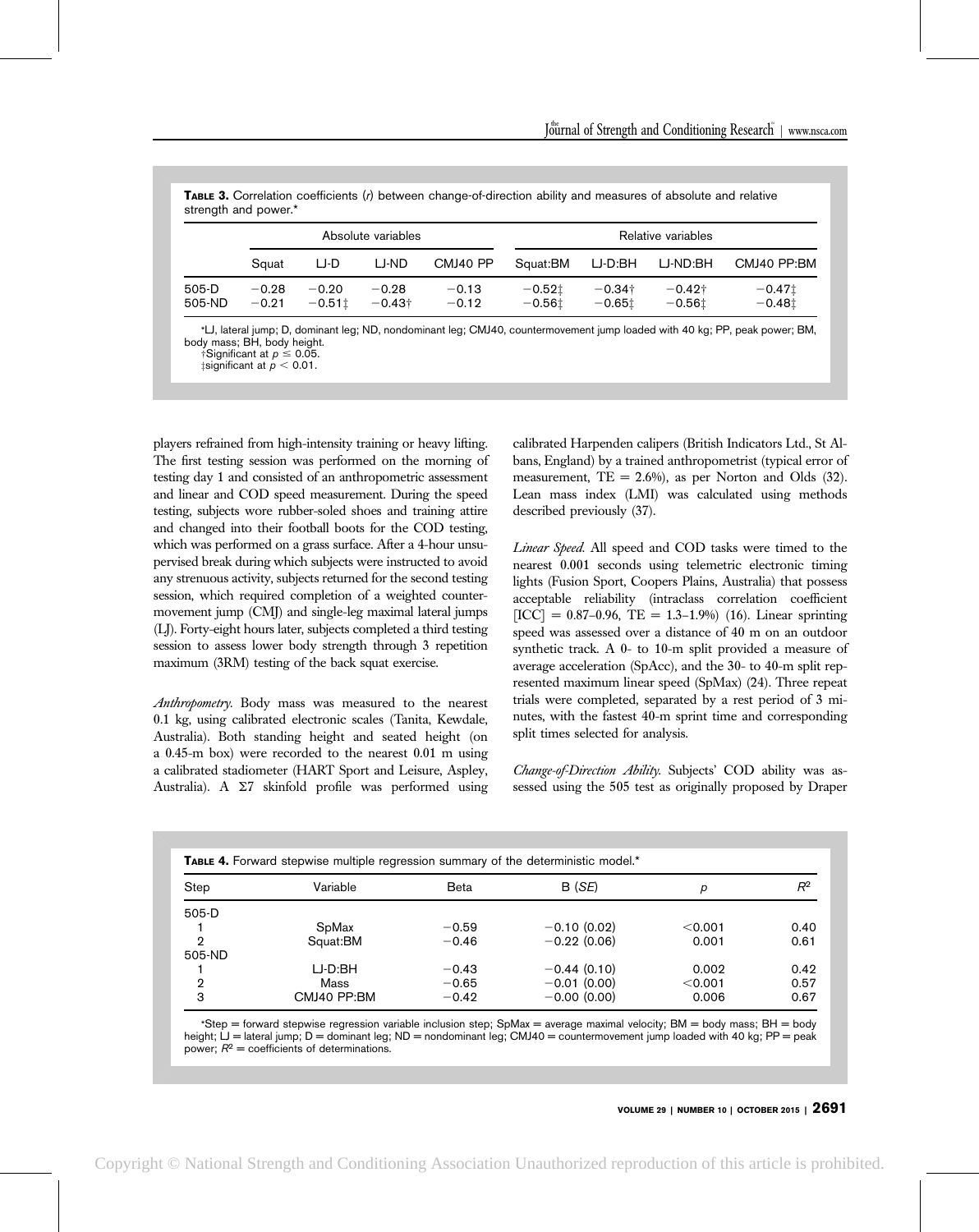**TABLE 3.** Correlation coefficients (*r*) between change-of-direction ability and measures of absolute and relative strength and power.*

| | Absolute variables | | | | Relative variables | | | |
|---|---|---|---|---|---|---|---|---|
| | Squat | LJ-D | LJ-ND | CMJ40 PP | Squat:BM | LJ-D:BH | LJ-ND:BH | CMJ40 PP:BM |
| 505-D | −0.28 | −0.20 | −0.28 | −0.13 | −0.52‡ | −0.34† | −0.42† | −0.47‡ |
| 505-ND | −0.21 | −0.51‡ | −0.43† | −0.12 | −0.56‡ | −0.65‡ | −0.56‡ | −0.48‡ |

*LJ, lateral jump; D, dominant leg; ND, nondominant leg; CMJ40, countermovement jump loaded with 40 kg; PP, peak power; BM, body mass; BH, body height.
†Significant at $p \leq 0.05$.
‡significant at $p < 0.01$.

players refrained from high-intensity training or heavy lifting. The first testing session was performed on the morning of testing day 1 and consisted of an anthropometric assessment and linear and COD speed measurement. During the speed testing, subjects wore rubber-soled shoes and training attire and changed into their football boots for the COD testing, which was performed on a grass surface. After a 4-hour unsupervised break during which subjects were instructed to avoid any strenuous activity, subjects returned for the second testing session, which required completion of a weighted countermovement jump (CMJ) and single-leg maximal lateral jumps (LJ). Forty-eight hours later, subjects completed a third testing session to assess lower body strength through 3 repetition maximum (3RM) testing of the back squat exercise.

*Anthropometry.* Body mass was measured to the nearest 0.1 kg, using calibrated electronic scales (Tanita, Kewdale, Australia). Both standing height and seated height (on a 0.45-m box) were recorded to the nearest 0.01 m using a calibrated stadiometer (HART Sport and Leisure, Aspley, Australia). A Σ7 skinfold profile was performed using calibrated Harpenden calipers (British Indicators Ltd., St Albans, England) by a trained anthropometrist (typical error of measurement, TE = 2.6%), as per Norton and Olds (32). Lean mass index (LMI) was calculated using methods described previously (37).

*Linear Speed.* All speed and COD tasks were timed to the nearest 0.001 seconds using telemetric electronic timing lights (Fusion Sport, Coopers Plains, Australia) that possess acceptable reliability (intraclass correlation coefficient [ICC] = 0.87–0.96, TE = 1.3–1.9%) (16). Linear sprinting speed was assessed over a distance of 40 m on an outdoor synthetic track. A 0- to 10-m split provided a measure of average acceleration (SpAcc), and the 30- to 40-m split represented maximum linear speed (SpMax) (24). Three repeat trials were completed, separated by a rest period of 3 minutes, with the fastest 40-m sprint time and corresponding split times selected for analysis.

*Change-of-Direction Ability.* Subjects' COD ability was assessed using the 505 test as originally proposed by Draper

**TABLE 4.** Forward stepwise multiple regression summary of the deterministic model.*

| Step | Variable | Beta | B (*SE*) | *p* | $R^2$ |
|---|---|---|---|---|---|
| 505-D | | | | | |
| 1 | SpMax | −0.59 | −0.10 (0.02) | <0.001 | 0.40 |
| 2 | Squat:BM | −0.46 | −0.22 (0.06) | 0.001 | 0.61 |
| 505-ND | | | | | |
| 1 | LJ-D:BH | −0.43 | −0.44 (0.10) | 0.002 | 0.42 |
| 2 | Mass | −0.65 | −0.01 (0.00) | <0.001 | 0.57 |
| 3 | CMJ40 PP:BM | −0.42 | −0.00 (0.00) | 0.006 | 0.67 |

*Step = forward stepwise regression variable inclusion step; SpMax = average maximal velocity; BM = body mass; BH = body height; LJ = lateral jump; D = dominant leg; ND = nondominant leg; CMJ40 = countermovement jump loaded with 40 kg; PP = peak power; $R^2$ = coefficients of determinations.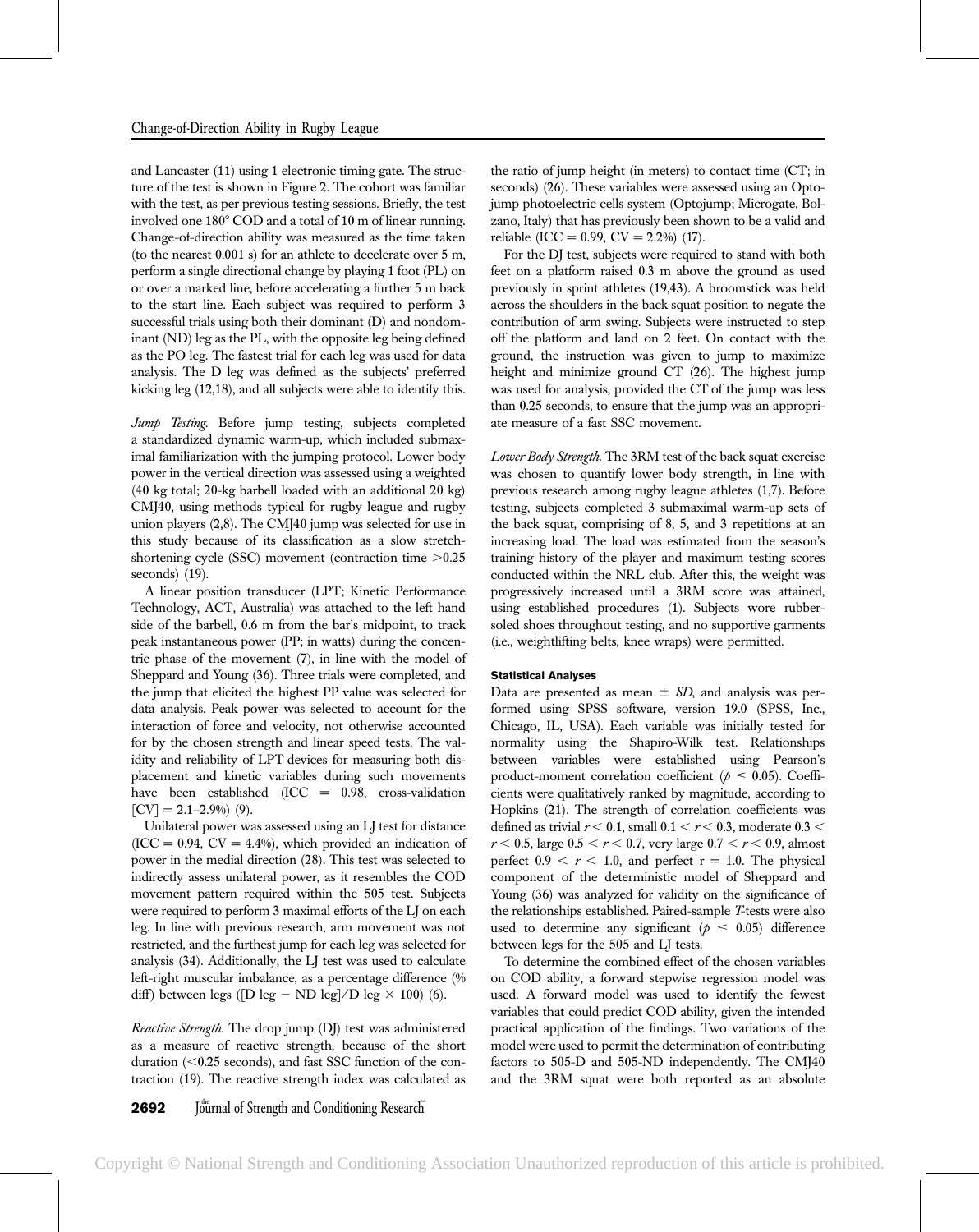and Lancaster (11) using 1 electronic timing gate. The structure of the test is shown in Figure 2. The cohort was familiar with the test, as per previous testing sessions. Briefly, the test involved one 180° COD and a total of 10 m of linear running. Change-of-direction ability was measured as the time taken (to the nearest 0.001 s) for an athlete to decelerate over 5 m, perform a single directional change by playing 1 foot (PL) on or over a marked line, before accelerating a further 5 m back to the start line. Each subject was required to perform 3 successful trials using both their dominant (D) and nondominant (ND) leg as the PL, with the opposite leg being defined as the PO leg. The fastest trial for each leg was used for data analysis. The D leg was defined as the subjects' preferred kicking leg (12,18), and all subjects were able to identify this.

*Jump Testing.* Before jump testing, subjects completed a standardized dynamic warm-up, which included submaximal familiarization with the jumping protocol. Lower body power in the vertical direction was assessed using a weighted (40 kg total; 20-kg barbell loaded with an additional 20 kg) CMJ40, using methods typical for rugby league and rugby union players (2,8). The CMJ40 jump was selected for use in this study because of its classification as a slow stretch-shortening cycle (SSC) movement (contraction time >0.25 seconds) (19).

A linear position transducer (LPT; Kinetic Performance Technology, ACT, Australia) was attached to the left hand side of the barbell, 0.6 m from the bar's midpoint, to track peak instantaneous power (PP; in watts) during the concentric phase of the movement (7), in line with the model of Sheppard and Young (36). Three trials were completed, and the jump that elicited the highest PP value was selected for data analysis. Peak power was selected to account for the interaction of force and velocity, not otherwise accounted for by the chosen strength and linear speed tests. The validity and reliability of LPT devices for measuring both displacement and kinetic variables during such movements have been established (ICC = 0.98, cross-validation [CV] = 2.1–2.9%) (9).

Unilateral power was assessed using an LJ test for distance (ICC = 0.94, CV = 4.4%), which provided an indication of power in the medial direction (28). This test was selected to indirectly assess unilateral power, as it resembles the COD movement pattern required within the 505 test. Subjects were required to perform 3 maximal efforts of the LJ on each leg. In line with previous research, arm movement was not restricted, and the furthest jump for each leg was selected for analysis (34). Additionally, the LJ test was used to calculate left-right muscular imbalance, as a percentage difference (% diff) between legs ([D leg − ND leg]/D leg × 100) (6).

*Reactive Strength.* The drop jump (DJ) test was administered as a measure of reactive strength, because of the short duration (<0.25 seconds), and fast SSC function of the contraction (19). The reactive strength index was calculated as the ratio of jump height (in meters) to contact time (CT; in seconds) (26). These variables were assessed using an Optojump photoelectric cells system (Optojump; Microgate, Bolzano, Italy) that has previously been shown to be a valid and reliable (ICC = 0.99, CV = 2.2%) (17).

For the DJ test, subjects were required to stand with both feet on a platform raised 0.3 m above the ground as used previously in sprint athletes (19,43). A broomstick was held across the shoulders in the back squat position to negate the contribution of arm swing. Subjects were instructed to step off the platform and land on 2 feet. On contact with the ground, the instruction was given to jump to maximize height and minimize ground CT (26). The highest jump was used for analysis, provided the CT of the jump was less than 0.25 seconds, to ensure that the jump was an appropriate measure of a fast SSC movement.

*Lower Body Strength.* The 3RM test of the back squat exercise was chosen to quantify lower body strength, in line with previous research among rugby league athletes (1,7). Before testing, subjects completed 3 submaximal warm-up sets of the back squat, comprising of 8, 5, and 3 repetitions at an increasing load. The load was estimated from the season's training history of the player and maximum testing scores conducted within the NRL club. After this, the weight was progressively increased until a 3RM score was attained, using established procedures (1). Subjects wore rubber-soled shoes throughout testing, and no supportive garments (i.e., weightlifting belts, knee wraps) were permitted.

### Statistical Analyses

Data are presented as mean ± *SD*, and analysis was performed using SPSS software, version 19.0 (SPSS, Inc., Chicago, IL, USA). Each variable was initially tested for normality using the Shapiro-Wilk test. Relationships between variables were established using Pearson's product-moment correlation coefficient ($p \leq 0.05$). Coefficients were qualitatively ranked by magnitude, according to Hopkins (21). The strength of correlation coefficients was defined as trivial $r < 0.1$, small $0.1 < r < 0.3$, moderate $0.3 < r < 0.5$, large $0.5 < r < 0.7$, very large $0.7 < r < 0.9$, almost perfect $0.9 < r < 1.0$, and perfect $r = 1.0$. The physical component of the deterministic model of Sheppard and Young (36) was analyzed for validity on the significance of the relationships established. Paired-sample *T*-tests were also used to determine any significant ($p \leq 0.05$) difference between legs for the 505 and LJ tests.

To determine the combined effect of the chosen variables on COD ability, a forward stepwise regression model was used. A forward model was used to identify the fewest variables that could predict COD ability, given the intended practical application of the findings. Two variations of the model were used to permit the determination of contributing factors to 505-D and 505-ND independently. The CMJ40 and the 3RM squat were both reported as an absolute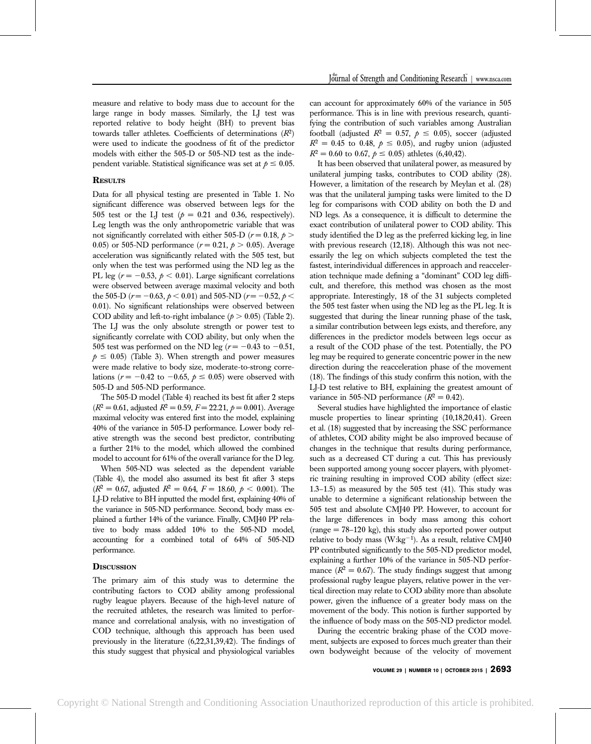measure and relative to body mass due to account for the large range in body masses. Similarly, the LJ test was reported relative to body height (BH) to prevent bias towards taller athletes. Coefficients of determinations ($R^2$) were used to indicate the goodness of fit of the predictor models with either the 505-D or 505-ND test as the independent variable. Statistical significance was set at $p \leq 0.05$.

## Results

Data for all physical testing are presented in Table 1. No significant difference was observed between legs for the 505 test or the LJ test ($p$ = 0.21 and 0.36, respectively). Leg length was the only anthropometric variable that was not significantly correlated with either 505-D ($r = 0.18$, $p > 0.05$) or 505-ND performance ($r = 0.21$, $p > 0.05$). Average acceleration was significantly related with the 505 test, but only when the test was performed using the ND leg as the PL leg ($r = -0.53$, $p < 0.01$). Large significant correlations were observed between average maximal velocity and both the 505-D ($r = -0.63$, $p < 0.01$) and 505-ND ($r = -0.52$, $p < 0.01$). No significant relationships were observed between COD ability and left-to-right imbalance ($p > 0.05$) (Table 2). The LJ was the only absolute strength or power test to significantly correlate with COD ability, but only when the 505 test was performed on the ND leg ($r = -0.43$ to $-0.51$, $p \leq 0.05$) (Table 3). When strength and power measures were made relative to body size, moderate-to-strong correlations ($r = -0.42$ to $-0.65$, $p \leq 0.05$) were observed with 505-D and 505-ND performance.

The 505-D model (Table 4) reached its best fit after 2 steps ($R^2 = 0.61$, adjusted $R^2 = 0.59$, $F = 22.21$, $p = 0.001$). Average maximal velocity was entered first into the model, explaining 40% of the variance in 505-D performance. Lower body relative strength was the second best predictor, contributing a further 21% to the model, which allowed the combined model to account for 61% of the overall variance for the D leg.

When 505-ND was selected as the dependent variable (Table 4), the model also assumed its best fit after 3 steps ($R^2 = 0.67$, adjusted $R^2 = 0.64$, $F = 18.60$, $p < 0.001$). The LJ-D relative to BH inputted the model first, explaining 40% of the variance in 505-ND performance. Second, body mass explained a further 14% of the variance. Finally, CMJ40 PP relative to body mass added 10% to the 505-ND model, accounting for a combined total of 64% of 505-ND performance.

## Discussion

The primary aim of this study was to determine the contributing factors to COD ability among professional rugby league players. Because of the high-level nature of the recruited athletes, the research was limited to performance and correlational analysis, with no investigation of COD technique, although this approach has been used previously in the literature (6,22,31,39,42). The findings of this study suggest that physical and physiological variables can account for approximately 60% of the variance in 505 performance. This is in line with previous research, quantifying the contribution of such variables among Australian football (adjusted $R^2 = 0.57$, $p \leq 0.05$), soccer (adjusted $R^2 = 0.45$ to 0.48, $p \leq 0.05$), and rugby union (adjusted $R^2 = 0.60$ to 0.67, $p \leq 0.05$) athletes (6,40,42).

It has been observed that unilateral power, as measured by unilateral jumping tasks, contributes to COD ability (28). However, a limitation of the research by Meylan et al. (28) was that the unilateral jumping tasks were limited to the D leg for comparisons with COD ability on both the D and ND legs. As a consequence, it is difficult to determine the exact contribution of unilateral power to COD ability. This study identified the D leg as the preferred kicking leg, in line with previous research (12,18). Although this was not necessarily the leg on which subjects completed the test the fastest, interindividual differences in approach and reacceleration technique made defining a "dominant" COD leg difficult, and therefore, this method was chosen as the most appropriate. Interestingly, 18 of the 31 subjects completed the 505 test faster when using the ND leg as the PL leg. It is suggested that during the linear running phase of the task, a similar contribution between legs exists, and therefore, any differences in the predictor models between legs occur as a result of the COD phase of the test. Potentially, the PO leg may be required to generate concentric power in the new direction during the reacceleration phase of the movement (18). The findings of this study confirm this notion, with the LJ-D test relative to BH, explaining the greatest amount of variance in 505-ND performance ($R^2 = 0.42$).

Several studies have highlighted the importance of elastic muscle properties to linear sprinting (10,18,20,41). Green et al. (18) suggested that by increasing the SSC performance of athletes, COD ability might be also improved because of changes in the technique that results during performance, such as a decreased CT during a cut. This has previously been supported among young soccer players, with plyometric training resulting in improved COD ability (effect size: 1.3–1.5) as measured by the 505 test (41). This study was unable to determine a significant relationship between the 505 test and absolute CMJ40 PP. However, to account for the large differences in body mass among this cohort (range = 78–120 kg), this study also reported power output relative to body mass (W·kg$^{-1}$). As a result, relative CMJ40 PP contributed significantly to the 505-ND predictor model, explaining a further 10% of the variance in 505-ND performance ($R^2 = 0.67$). The study findings suggest that among professional rugby league players, relative power in the vertical direction may relate to COD ability more than absolute power, given the influence of a greater body mass on the movement of the body. This notion is further supported by the influence of body mass on the 505-ND predictor model.

During the eccentric braking phase of the COD movement, subjects are exposed to forces much greater than their own bodyweight because of the velocity of movement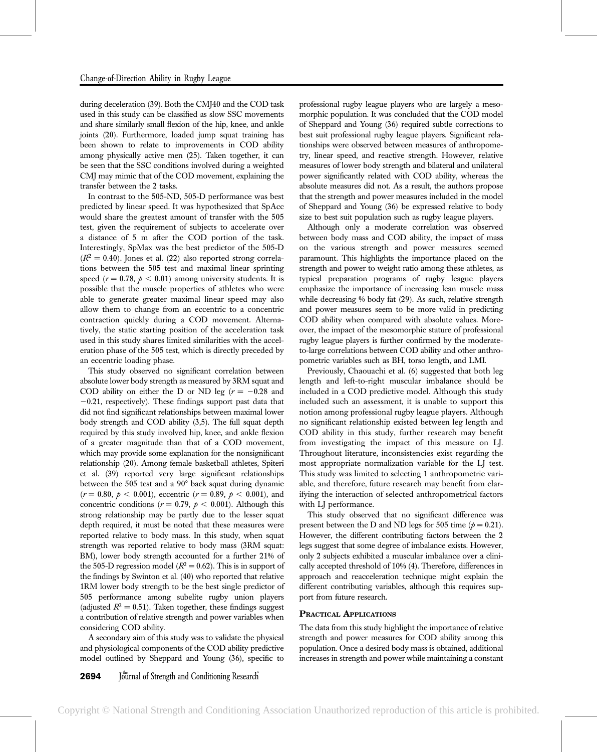during deceleration (39). Both the CMJ40 and the COD task used in this study can be classified as slow SSC movements and share similarly small flexion of the hip, knee, and ankle joints (20). Furthermore, loaded jump squat training has been shown to relate to improvements in COD ability among physically active men (25). Taken together, it can be seen that the SSC conditions involved during a weighted CMJ may mimic that of the COD movement, explaining the transfer between the 2 tasks.

In contrast to the 505-ND, 505-D performance was best predicted by linear speed. It was hypothesized that SpAcc would share the greatest amount of transfer with the 505 test, given the requirement of subjects to accelerate over a distance of 5 m after the COD portion of the task. Interestingly, SpMax was the best predictor of the 505-D ($R^2 = 0.40$). Jones et al. (22) also reported strong correlations between the 505 test and maximal linear sprinting speed ($r = 0.78$, $p < 0.01$) among university students. It is possible that the muscle properties of athletes who were able to generate greater maximal linear speed may also allow them to change from an eccentric to a concentric contraction quickly during a COD movement. Alternatively, the static starting position of the acceleration task used in this study shares limited similarities with the acceleration phase of the 505 test, which is directly preceded by an eccentric loading phase.

This study observed no significant correlation between absolute lower body strength as measured by 3RM squat and COD ability on either the D or ND leg ($r = -0.28$ and $-0.21$, respectively). These findings support past data that did not find significant relationships between maximal lower body strength and COD ability (3,5). The full squat depth required by this study involved hip, knee, and ankle flexion of a greater magnitude than that of a COD movement, which may provide some explanation for the nonsignificant relationship (20). Among female basketball athletes, Spiteri et al. (39) reported very large significant relationships between the 505 test and a 90° back squat during dynamic ($r = 0.80$, $p < 0.001$), eccentric ($r = 0.89$, $p < 0.001$), and concentric conditions ($r = 0.79$, $p < 0.001$). Although this strong relationship may be partly due to the lesser squat depth required, it must be noted that these measures were reported relative to body mass. In this study, when squat strength was reported relative to body mass (3RM squat: BM), lower body strength accounted for a further 21% of the 505-D regression model ($R^2 = 0.62$). This is in support of the findings by Swinton et al. (40) who reported that relative 1RM lower body strength to be the best single predictor of 505 performance among subelite rugby union players (adjusted $R^2 = 0.51$). Taken together, these findings suggest a contribution of relative strength and power variables when considering COD ability.

A secondary aim of this study was to validate the physical and physiological components of the COD ability predictive model outlined by Sheppard and Young (36), specific to professional rugby league players who are largely a mesomorphic population. It was concluded that the COD model of Sheppard and Young (36) required subtle corrections to best suit professional rugby league players. Significant relationships were observed between measures of anthropometry, linear speed, and reactive strength. However, relative measures of lower body strength and bilateral and unilateral power significantly related with COD ability, whereas the absolute measures did not. As a result, the authors propose that the strength and power measures included in the model of Sheppard and Young (36) be expressed relative to body size to best suit population such as rugby league players.

Although only a moderate correlation was observed between body mass and COD ability, the impact of mass on the various strength and power measures seemed paramount. This highlights the importance placed on the strength and power to weight ratio among these athletes, as typical preparation programs of rugby league players emphasize the importance of increasing lean muscle mass while decreasing % body fat (29). As such, relative strength and power measures seem to be more valid in predicting COD ability when compared with absolute values. Moreover, the impact of the mesomorphic stature of professional rugby league players is further confirmed by the moderate-to-large correlations between COD ability and other anthropometric variables such as BH, torso length, and LMI.

Previously, Chaouachi et al. (6) suggested that both leg length and left-to-right muscular imbalance should be included in a COD predictive model. Although this study included such an assessment, it is unable to support this notion among professional rugby league players. Although no significant relationship existed between leg length and COD ability in this study, further research may benefit from investigating the impact of this measure on LJ. Throughout literature, inconsistencies exist regarding the most appropriate normalization variable for the LJ test. This study was limited to selecting 1 anthropometric variable, and therefore, future research may benefit from clarifying the interaction of selected anthropometrical factors with LJ performance.

This study observed that no significant difference was present between the D and ND legs for 505 time ($p = 0.21$). However, the different contributing factors between the 2 legs suggest that some degree of imbalance exists. However, only 2 subjects exhibited a muscular imbalance over a clinically accepted threshold of 10% (4). Therefore, differences in approach and reacceleration technique might explain the different contributing variables, although this requires support from future research.

## Practical Applications

The data from this study highlight the importance of relative strength and power measures for COD ability among this population. Once a desired body mass is obtained, additional increases in strength and power while maintaining a constant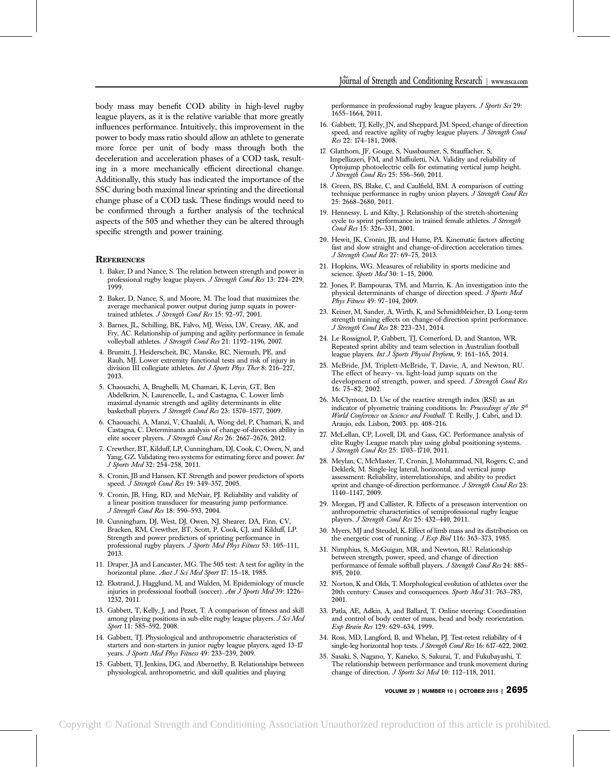body mass may benefit COD ability in high-level rugby league players, as it is the relative variable that more greatly influences performance. Intuitively, this improvement in the power to body mass ratio should allow an athlete to generate more force per unit of body mass through both the deceleration and acceleration phases of a COD task, resulting in a more mechanically efficient directional change. Additionally, this study has indicated the importance of the SSC during both maximal linear sprinting and the directional change phase of a COD task. These findings would need to be confirmed through a further analysis of the technical aspects of the 505 and whether they can be altered through specific strength and power training.

## References

1. Baker, D and Nance, S. The relation between strength and power in professional rugby league players. *J Strength Cond Res* 13: 224–229, 1999.
2. Baker, D, Nance, S, and Moore, M. The load that maximizes the average mechanical power output during jump squats in power-trained athletes. *J Strength Cond Res* 15: 92–97, 2001.
3. Barnes, JL, Schilling, BK, Falvo, MJ, Weiss, LW, Creasy, AK, and Fry, AC. Relationship of jumping and agility performance in female volleyball athletes. *J Strength Cond Res* 21: 1192–1196, 2007.
4. Brumitt, J, Heiderscheit, BC, Manske, RC, Niemuth, PE, and Rauh, MJ. Lower extremity functional tests and risk of injury in division III collegiate athletes. *Int J Sports Phys Ther* 8: 216–227, 2013.
5. Chaouachi, A, Brughelli, M, Chamari, K, Levin, GT, Ben Abdelkrim, N, Laurencelle, L, and Castagna, C. Lower limb maximal dynamic strength and agility determinants in elite basketball players. *J Strength Cond Res* 23: 1570–1577, 2009.
6. Chaouachi, A, Manzi, V, Chaalali, A, Wong del, P, Chamari, K, and Castagna, C. Determinants analysis of change-of-direction ability in elite soccer players. *J Strength Cond Res* 26: 2667–2676, 2012.
7. Crewther, BT, Kilduff, LP, Cunningham, DJ, Cook, C, Owen, N, and Yang, GZ. Validating two systems for estimating force and power. *Int J Sports Med* 32: 254–258, 2011.
8. Cronin, JB and Hansen, KT. Strength and power predictors of sports speed. *J Strength Cond Res* 19: 349–357, 2005.
9. Cronin, JB, Hing, RD, and McNair, PJ. Reliability and validity of a linear position transducer for measuring jump performance. *J Strength Cond Res* 18: 590–593, 2004.
10. Cunningham, DJ, West, DJ, Owen, NJ, Shearer, DA, Finn, CV, Bracken, RM, Crewther, BT, Scott, P, Cook, CJ, and Kilduff, LP. Strength and power predictors of sprinting performance in professional rugby players. *J Sports Med Phys Fitness* 53: 105–111, 2013.
11. Draper, JA and Lancaster, MG. The 505 test: A test for agility in the horizontal plane. *Aust J Sci Med Sport* 17: 15–18, 1985.
12. Ekstrand, J, Hagglund, M, and Walden, M. Epidemiology of muscle injuries in professional football (soccer). *Am J Sports Med* 39: 1226–1232, 2011.
13. Gabbett, T, Kelly, J, and Pezet, T. A comparison of fitness and skill among playing positions in sub-elite rugby league players. *J Sci Med Sport* 11: 585–592, 2008.
14. Gabbett, TJ. Physiological and anthropometric characteristics of starters and non-starters in junior rugby league players, aged 13-17 years. *J Sports Med Phys Fitness* 49: 233–239, 2009.
15. Gabbett, TJ, Jenkins, DG, and Abernethy, B. Relationships between physiological, anthropometric, and skill qualities and playing performance in professional rugby league players. *J Sports Sci* 29: 1655–1664, 2011.
16. Gabbett, TJ, Kelly, JN, and Sheppard, JM. Speed, change of direction speed, and reactive agility of rugby league players. *J Strength Cond Res* 22: 174–181, 2008.
17. Glatthorn, JF, Gouge, S, Nussbaumer, S, Stauffacher, S, Impellizzeri, FM, and Maffiuletti, NA. Validity and reliability of Optojump photoelectric cells for estimating vertical jump height. *J Strength Cond Res* 25: 556–560, 2011.
18. Green, BS, Blake, C, and Caulfield, BM. A comparison of cutting technique performance in rugby union players. *J Strength Cond Res* 25: 2668–2680, 2011.
19. Hennessy, L and Kilty, J. Relationship of the stretch-shortening cycle to sprint performance in trained female athletes. *J Strength Cond Res* 15: 326–331, 2001.
20. Hewit, JK, Cronin, JB, and Hume, PA. Kinematic factors affecting fast and slow straight and change-of-direction acceleration times. *J Strength Cond Res* 27: 69–75, 2013.
21. Hopkins, WG. Measures of reliability in sports medicine and science. *Sports Med* 30: 1–15, 2000.
22. Jones, P, Bampouras, TM, and Marrin, K. An investigation into the physical determinants of change of direction speed. *J Sports Med Phys Fitness* 49: 97–104, 2009.
23. Keiner, M, Sander, A, Wirth, K, and Schmidtbleicher, D. Long-term strength training effects on change-of-direction sprint performance. *J Strength Cond Res* 28: 223–231, 2014.
24. Le Rossignol, P, Gabbett, TJ, Comerford, D, and Stanton, WR. Repeated sprint ability and team selection in Australian football league players. *Int J Sports Physiol Perform*, 9: 161–165, 2014.
25. McBride, JM, Triplett-McBride, T, Davie, A, and Newton, RU. The effect of heavy- vs. light-load jump squats on the development of strength, power, and speed. *J Strength Cond Res* 16: 75–82, 2002.
26. McClymont, D. Use of the reactive strength index (RSI) as an indicator of plyometric training conditions. In: *Proceedings of the 5th World Conference on Science and Football*. T. Reilly, J. Cabri, and D. Araujo, eds. Lisbon, 2003. pp. 408–216.
27. McLellan, CP, Lovell, DI, and Gass, GC. Performance analysis of elite Rugby League match play using global positioning systems. *J Strength Cond Res* 25: 1703–1710, 2011.
28. Meylan, C, McMaster, T, Cronin, J, Mohammad, NI, Rogers, C, and Deklerk, M. Single-leg lateral, horizontal, and vertical jump assessment: Reliability, interrelationships, and ability to predict sprint and change-of-direction performance. *J Strength Cond Res* 23: 1140–1147, 2009.
29. Morgan, PJ and Callister, R. Effects of a preseason intervention on anthropometric characteristics of semiprofessional rugby league players. *J Strength Cond Res* 25: 432–440, 2011.
30. Myers, MJ and Steudel, K. Effect of limb mass and its distribution on the energetic cost of running. *J Exp Biol* 116: 363–373, 1985.
31. Nimphius, S, McGuigan, MR, and Newton, RU. Relationship between strength, power, speed, and change of direction performance of female softball players. *J Strength Cond Res* 24: 885–895, 2010.
32. Norton, K and Olds, T. Morphological evolution of athletes over the 20th century: Causes and consequences. *Sports Med* 31: 763–783, 2001.
33. Patla, AE, Adkin, A, and Ballard, T. Online steering: Coordination and control of body center of mass, head and body reorientation. *Exp Brain Res* 129: 629–634, 1999.
34. Ross, MD, Langford, B, and Whelan, PJ. Test-retest reliability of 4 single-leg horizontal hop tests. *J Strength Cond Res* 16: 617–622, 2002.
35. Sasaki, S, Nagano, Y, Kaneko, S, Sakurai, T, and Fukubayashi, T. The relationship between performance and trunk movement during change of direction. *J Sports Sci Med* 10: 112–118, 2011.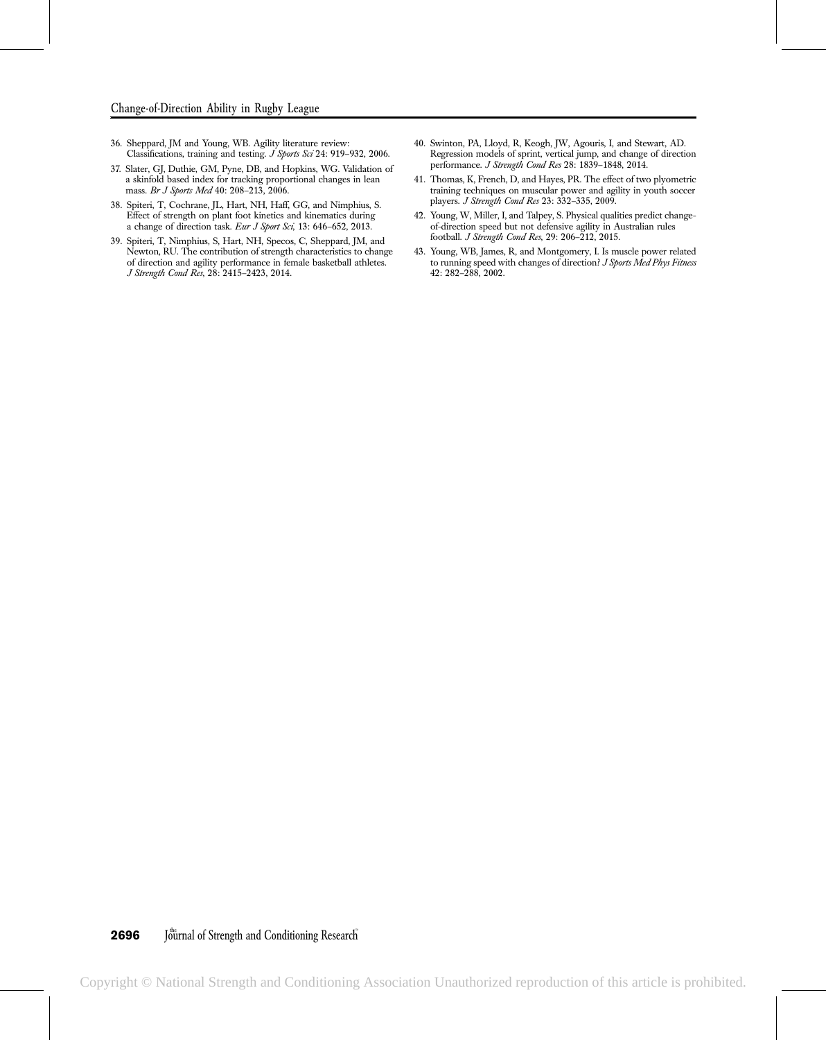36. Sheppard, JM and Young, WB. Agility literature review: Classifications, training and testing. *J Sports Sci* 24: 919–932, 2006.
37. Slater, GJ, Duthie, GM, Pyne, DB, and Hopkins, WG. Validation of a skinfold based index for tracking proportional changes in lean mass. *Br J Sports Med* 40: 208–213, 2006.
38. Spiteri, T, Cochrane, JL, Hart, NH, Haff, GG, and Nimphius, S. Effect of strength on plant foot kinetics and kinematics during a change of direction task. *Eur J Sport Sci*, 13: 646–652, 2013.
39. Spiteri, T, Nimphius, S, Hart, NH, Specos, C, Sheppard, JM, and Newton, RU. The contribution of strength characteristics to change of direction and agility performance in female basketball athletes. *J Strength Cond Res*, 28: 2415–2423, 2014.
40. Swinton, PA, Lloyd, R, Keogh, JW, Agouris, I, and Stewart, AD. Regression models of sprint, vertical jump, and change of direction performance. *J Strength Cond Res* 28: 1839–1848, 2014.
41. Thomas, K, French, D, and Hayes, PR. The effect of two plyometric training techniques on muscular power and agility in youth soccer players. *J Strength Cond Res* 23: 332–335, 2009.
42. Young, W, Miller, I, and Talpey, S. Physical qualities predict change-of-direction speed but not defensive agility in Australian rules football. *J Strength Cond Res*, 29: 206–212, 2015.
43. Young, WB, James, R, and Montgomery, I. Is muscle power related to running speed with changes of direction? *J Sports Med Phys Fitness* 42: 282–288, 2002.